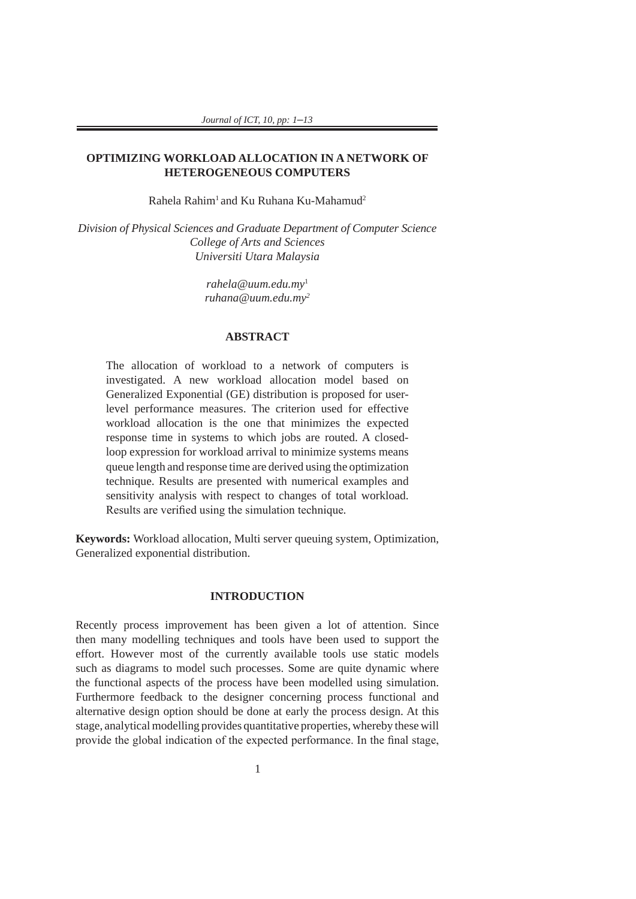# OPTIMIZING WORKLOAD ALLOCATION IN A NETWORK OF HETEROGENEOUS COMPUTERS

Rahela Rahim[1] and Ku Ruhana Ku-Mahamud[2]

*Division of Physical Sciences and Graduate Department of Computer Science*
*College of Arts and Sciences*
*Universiti Utara Malaysia*

*rahela@uum.edu.my*[1]
*ruhana@uum.edu.my*[2]

## ABSTRACT

The allocation of workload to a network of computers is investigated. A new workload allocation model based on Generalized Exponential (GE) distribution is proposed for user-level performance measures. The criterion used for effective workload allocation is the one that minimizes the expected response time in systems to which jobs are routed. A closed-loop expression for workload arrival to minimize systems means queue length and response time are derived using the optimization technique. Results are presented with numerical examples and sensitivity analysis with respect to changes of total workload. Results are verified using the simulation technique.

**Keywords:** Workload allocation, Multi server queuing system, Optimization, Generalized exponential distribution.

## INTRODUCTION

Recently process improvement has been given a lot of attention. Since then many modelling techniques and tools have been used to support the effort. However most of the currently available tools use static models such as diagrams to model such processes. Some are quite dynamic where the functional aspects of the process have been modelled using simulation. Furthermore feedback to the designer concerning process functional and alternative design option should be done at early the process design. At this stage, analytical modelling provides quantitative properties, whereby these will provide the global indication of the expected performance. In the final stage,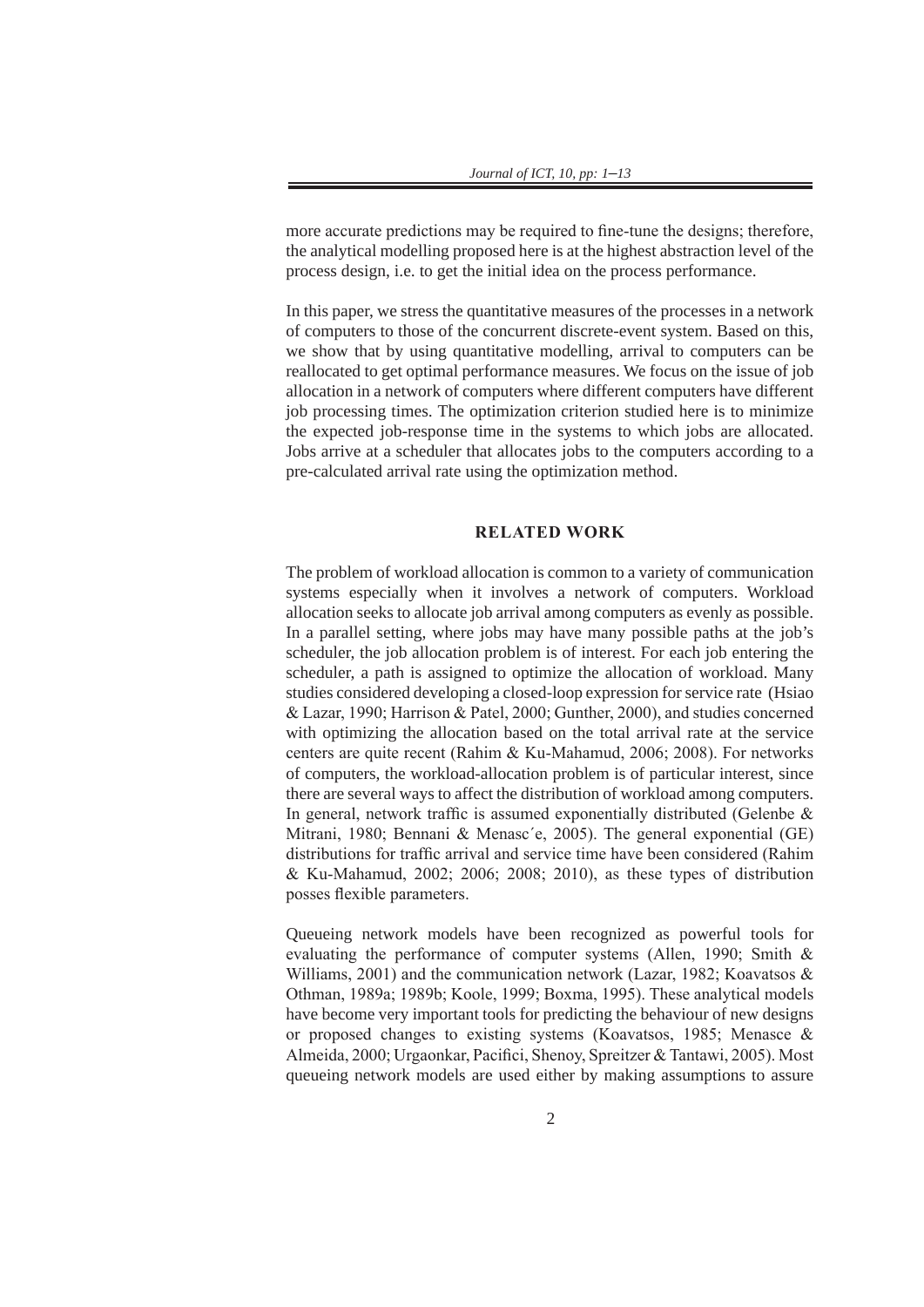more accurate predictions may be required to fine-tune the designs; therefore, the analytical modelling proposed here is at the highest abstraction level of the process design, i.e. to get the initial idea on the process performance.

In this paper, we stress the quantitative measures of the processes in a network of computers to those of the concurrent discrete-event system. Based on this, we show that by using quantitative modelling, arrival to computers can be reallocated to get optimal performance measures. We focus on the issue of job allocation in a network of computers where different computers have different job processing times. The optimization criterion studied here is to minimize the expected job-response time in the systems to which jobs are allocated. Jobs arrive at a scheduler that allocates jobs to the computers according to a pre-calculated arrival rate using the optimization method.

## RELATED WORK

The problem of workload allocation is common to a variety of communication systems especially when it involves a network of computers. Workload allocation seeks to allocate job arrival among computers as evenly as possible. In a parallel setting, where jobs may have many possible paths at the job's scheduler, the job allocation problem is of interest. For each job entering the scheduler, a path is assigned to optimize the allocation of workload. Many studies considered developing a closed-loop expression for service rate (Hsiao & Lazar, 1990; Harrison & Patel, 2000; Gunther, 2000), and studies concerned with optimizing the allocation based on the total arrival rate at the service centers are quite recent (Rahim & Ku-Mahamud, 2006; 2008). For networks of computers, the workload-allocation problem is of particular interest, since there are several ways to affect the distribution of workload among computers. In general, network traffic is assumed exponentially distributed (Gelenbe & Mitrani, 1980; Bennani & Menasc´e, 2005). The general exponential (GE) distributions for traffic arrival and service time have been considered (Rahim & Ku-Mahamud, 2002; 2006; 2008; 2010), as these types of distribution posses flexible parameters.

Queueing network models have been recognized as powerful tools for evaluating the performance of computer systems (Allen, 1990; Smith & Williams, 2001) and the communication network (Lazar, 1982; Koavatsos & Othman, 1989a; 1989b; Koole, 1999; Boxma, 1995). These analytical models have become very important tools for predicting the behaviour of new designs or proposed changes to existing systems (Koavatsos, 1985; Menasce & Almeida, 2000; Urgaonkar, Pacifici, Shenoy, Spreitzer & Tantawi, 2005). Most queueing network models are used either by making assumptions to assure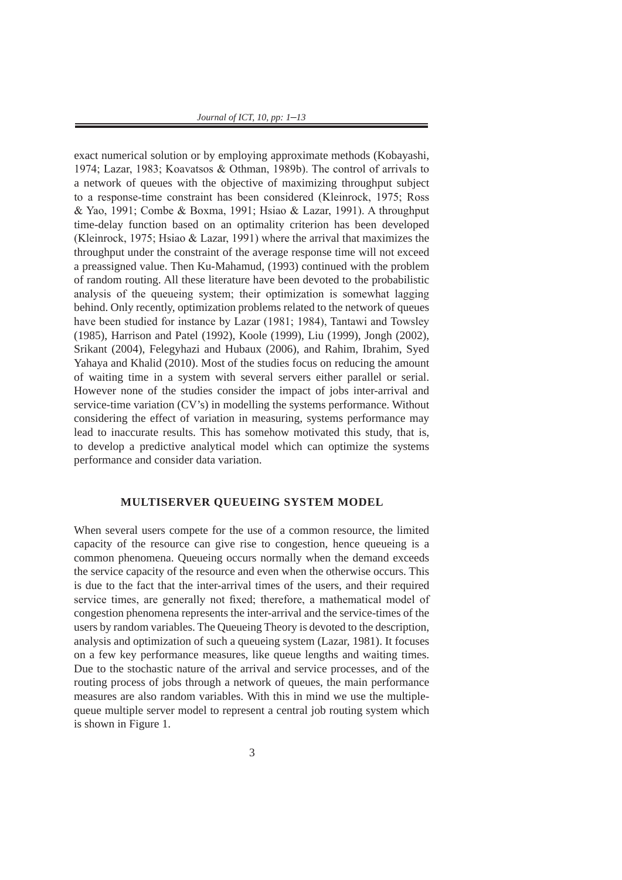exact numerical solution or by employing approximate methods (Kobayashi, 1974; Lazar, 1983; Koavatsos & Othman, 1989b). The control of arrivals to a network of queues with the objective of maximizing throughput subject to a response-time constraint has been considered (Kleinrock, 1975; Ross & Yao, 1991; Combe & Boxma, 1991; Hsiao & Lazar, 1991). A throughput time-delay function based on an optimality criterion has been developed (Kleinrock, 1975; Hsiao & Lazar, 1991) where the arrival that maximizes the throughput under the constraint of the average response time will not exceed a preassigned value. Then Ku-Mahamud, (1993) continued with the problem of random routing. All these literature have been devoted to the probabilistic analysis of the queueing system; their optimization is somewhat lagging behind. Only recently, optimization problems related to the network of queues have been studied for instance by Lazar (1981; 1984), Tantawi and Towsley (1985), Harrison and Patel (1992), Koole (1999), Liu (1999), Jongh (2002), Srikant (2004), Felegyhazi and Hubaux (2006), and Rahim, Ibrahim, Syed Yahaya and Khalid (2010). Most of the studies focus on reducing the amount of waiting time in a system with several servers either parallel or serial. However none of the studies consider the impact of jobs inter-arrival and service-time variation (CV's) in modelling the systems performance. Without considering the effect of variation in measuring, systems performance may lead to inaccurate results. This has somehow motivated this study, that is, to develop a predictive analytical model which can optimize the systems performance and consider data variation.

## MULTISERVER QUEUEING SYSTEM MODEL

When several users compete for the use of a common resource, the limited capacity of the resource can give rise to congestion, hence queueing is a common phenomena. Queueing occurs normally when the demand exceeds the service capacity of the resource and even when the otherwise occurs. This is due to the fact that the inter-arrival times of the users, and their required service times, are generally not fixed; therefore, a mathematical model of congestion phenomena represents the inter-arrival and the service-times of the users by random variables. The Queueing Theory is devoted to the description, analysis and optimization of such a queueing system (Lazar, 1981). It focuses on a few key performance measures, like queue lengths and waiting times. Due to the stochastic nature of the arrival and service processes, and of the routing process of jobs through a network of queues, the main performance measures are also random variables. With this in mind we use the multiple-queue multiple server model to represent a central job routing system which is shown in Figure 1.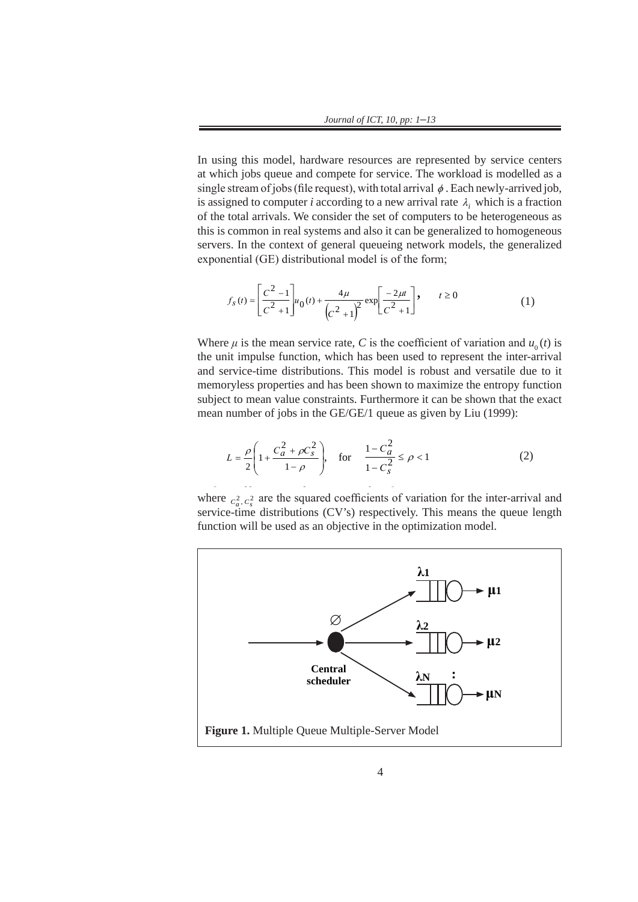In using this model, hardware resources are represented by service centers at which jobs queue and compete for service. The workload is modelled as a single stream of jobs (file request), with total arrival $\phi$. Each newly-arrived job, is assigned to computer *i* according to a new arrival rate $\lambda_i$ which is a fraction of the total arrivals. We consider the set of computers to be heterogeneous as this is common in real systems and also it can be generalized to homogeneous servers. In the context of general queueing network models, the generalized exponential (GE) distributional model is of the form;

$$f_S(t) = \left[\frac{C^2 - 1}{C^2 + 1}\right] u_0(t) + \frac{4\mu}{\left(C^2 + 1\right)^2} \exp\left[\frac{-2\mu t}{C^2 + 1}\right], \qquad t \geq 0 \tag{1}$$

Where $\mu$ is the mean service rate, *C* is the coefficient of variation and $u_0(t)$ is the unit impulse function, which has been used to represent the inter-arrival and service-time distributions. This model is robust and versatile due to it memoryless properties and has been shown to maximize the entropy function subject to mean value constraints. Furthermore it can be shown that the exact mean number of jobs in the GE/GE/1 queue as given by Liu (1999):

$$L = \frac{\rho}{2}\left(1 + \frac{C_a^2 + \rho C_s^2}{1 - \rho}\right), \quad \text{for} \quad \frac{1 - C_a^2}{1 - C_s^2} \leq \rho < 1 \tag{2}$$

where $C_a^2, C_s^2$ are the squared coefficients of variation for the inter-arrival and service-time distributions (CV's) respectively. This means the queue length function will be used as an objective in the optimization model.

**Figure 1.** Multiple Queue Multiple-Server Model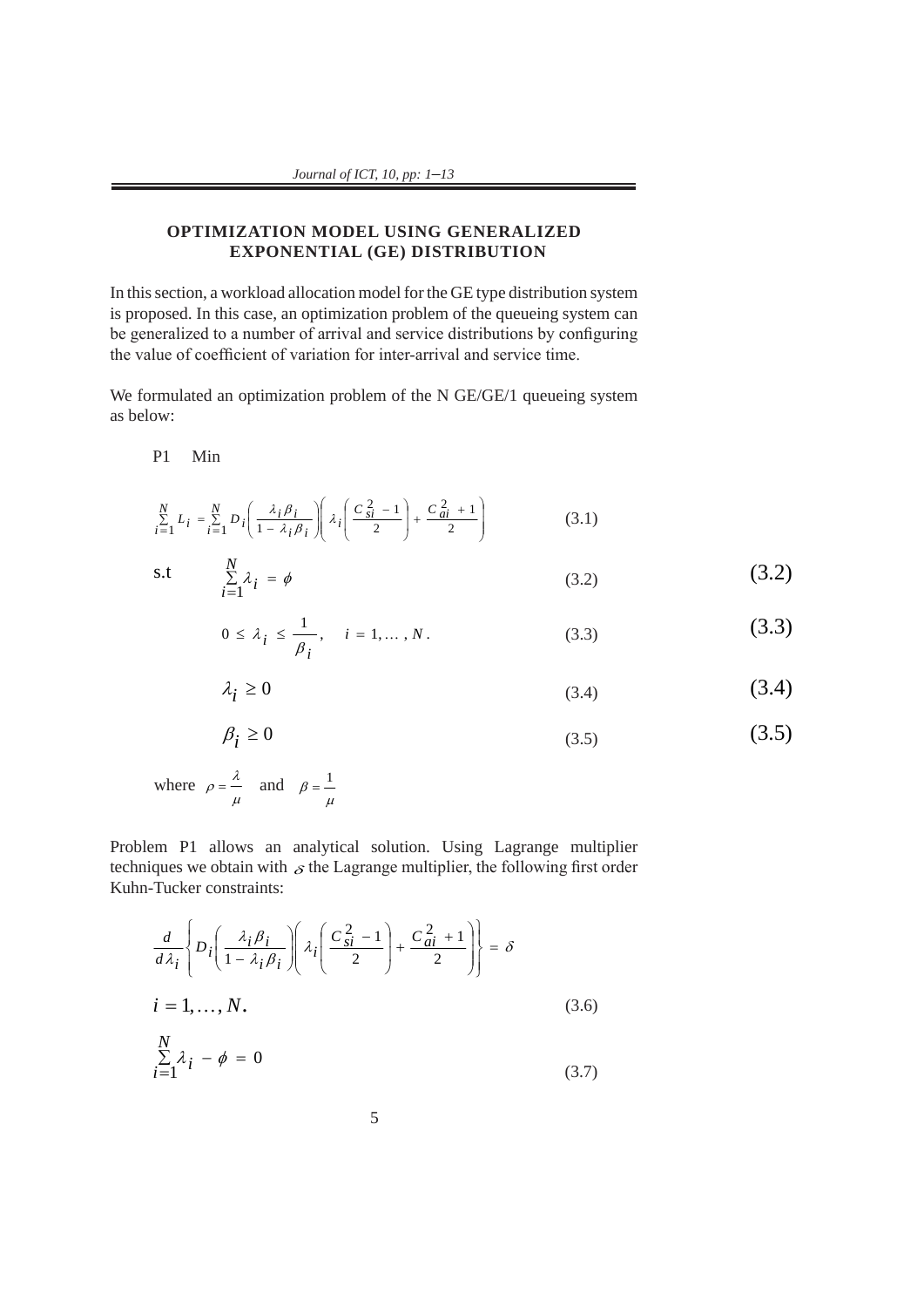## OPTIMIZATION MODEL USING GENERALIZED EXPONENTIAL (GE) DISTRIBUTION

In this section, a workload allocation model for the GE type distribution system is proposed. In this case, an optimization problem of the queueing system can be generalized to a number of arrival and service distributions by configuring the value of coefficient of variation for inter-arrival and service time.

We formulated an optimization problem of the N GE/GE/1 queueing system as below:

P1 Min

$$\sum_{i=1}^{N} L_i = \sum_{i=1}^{N} D_i \left( \frac{\lambda_i \beta_i}{1 - \lambda_i \beta_i} \right) \left( \lambda_i \left( \frac{C_{si}^2 - 1}{2} \right) + \frac{C_{ai}^2 + 1}{2} \right) \tag{3.1}$$

s.t

$$\sum_{i=1}^{N} \lambda_i = \phi \tag{3.2}$$

$$0 \le \lambda_i \le \frac{1}{\beta_i}, \quad i = 1, \dots, N. \tag{3.3}$$

$$\lambda_i \ge 0 \tag{3.4}$$

$$\beta_i \ge 0 \tag{3.5}$$

where $\rho = \frac{\lambda}{\mu}$ and $\beta = \frac{1}{\mu}$

Problem P1 allows an analytical solution. Using Lagrange multiplier techniques we obtain with $\delta$ the Lagrange multiplier, the following first order Kuhn-Tucker constraints:

$$\frac{d}{d\lambda_i} \left\{ D_i \left( \frac{\lambda_i \beta_i}{1 - \lambda_i \beta_i} \right) \left( \lambda_i \left( \frac{C_{si}^2 - 1}{2} \right) + \frac{C_{ai}^2 + 1}{2} \right) \right\} = \delta$$

$$i = 1, \dots, N. \tag{3.6}$$

$$\sum_{i=1}^{N} \lambda_i - \phi = 0 \tag{3.7}$$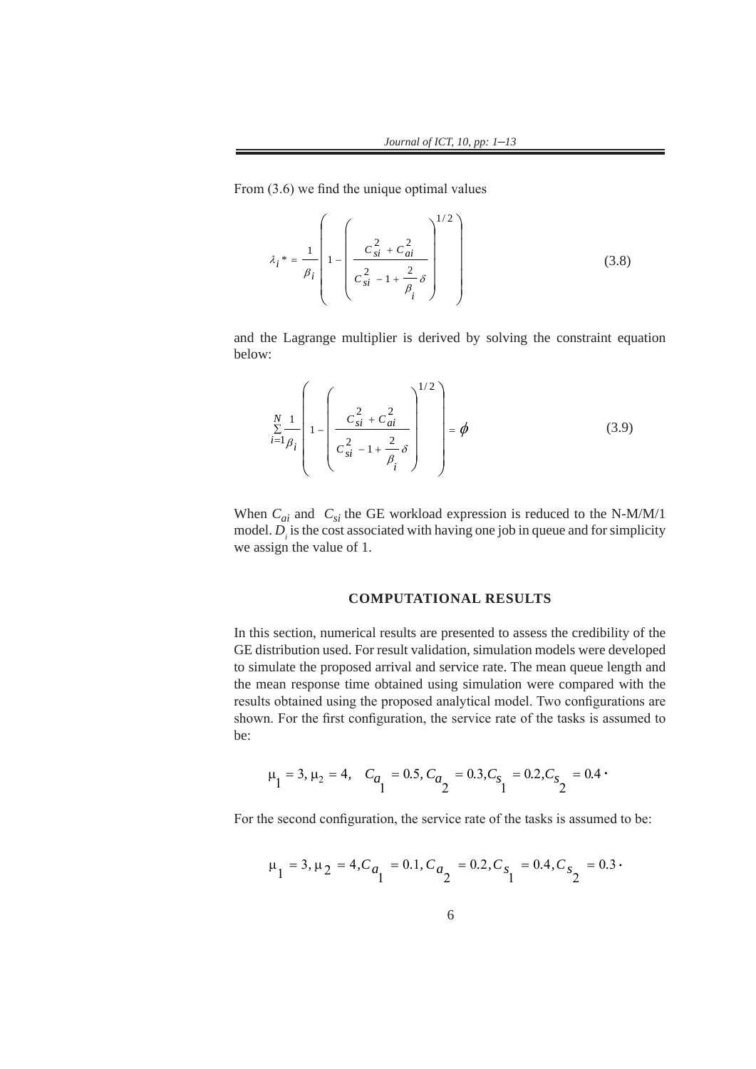From (3.6) we find the unique optimal values

$$\lambda_i{}^* = \frac{1}{\beta_i}\left(1 - \left(\frac{C_{si}^2 + C_{ai}^2}{C_{si}^2 - 1 + \frac{2}{\beta_i}\delta}\right)^{1/2}\right) \tag{3.8}$$

and the Lagrange multiplier is derived by solving the constraint equation below:

$$\sum_{i=1}^{N}\frac{1}{\beta_i}\left(1 - \left(\frac{C_{si}^2 + C_{ai}^2}{C_{si}^2 - 1 + \frac{2}{\beta_i}\delta}\right)^{1/2}\right) = \phi \tag{3.9}$$

When $C_{ai}$ and $C_{si}$ the GE workload expression is reduced to the N-M/M/1 model. $D_i$ is the cost associated with having one job in queue and for simplicity we assign the value of 1.

## COMPUTATIONAL RESULTS

In this section, numerical results are presented to assess the credibility of the GE distribution used. For result validation, simulation models were developed to simulate the proposed arrival and service rate. The mean queue length and the mean response time obtained using simulation were compared with the results obtained using the proposed analytical model. Two configurations are shown. For the first configuration, the service rate of the tasks is assumed to be:

$$\mu_1 = 3, \mu_2 = 4, \quad C_{a_1} = 0.5, C_{a_2} = 0.3, C_{s_1} = 0.2, C_{s_2} = 0.4 \cdot$$

For the second configuration, the service rate of the tasks is assumed to be:

$$\mu_1 = 3, \mu_2 = 4, C_{a_1} = 0.1, C_{a_2} = 0.2, C_{s_1} = 0.4, C_{s_2} = 0.3 \cdot$$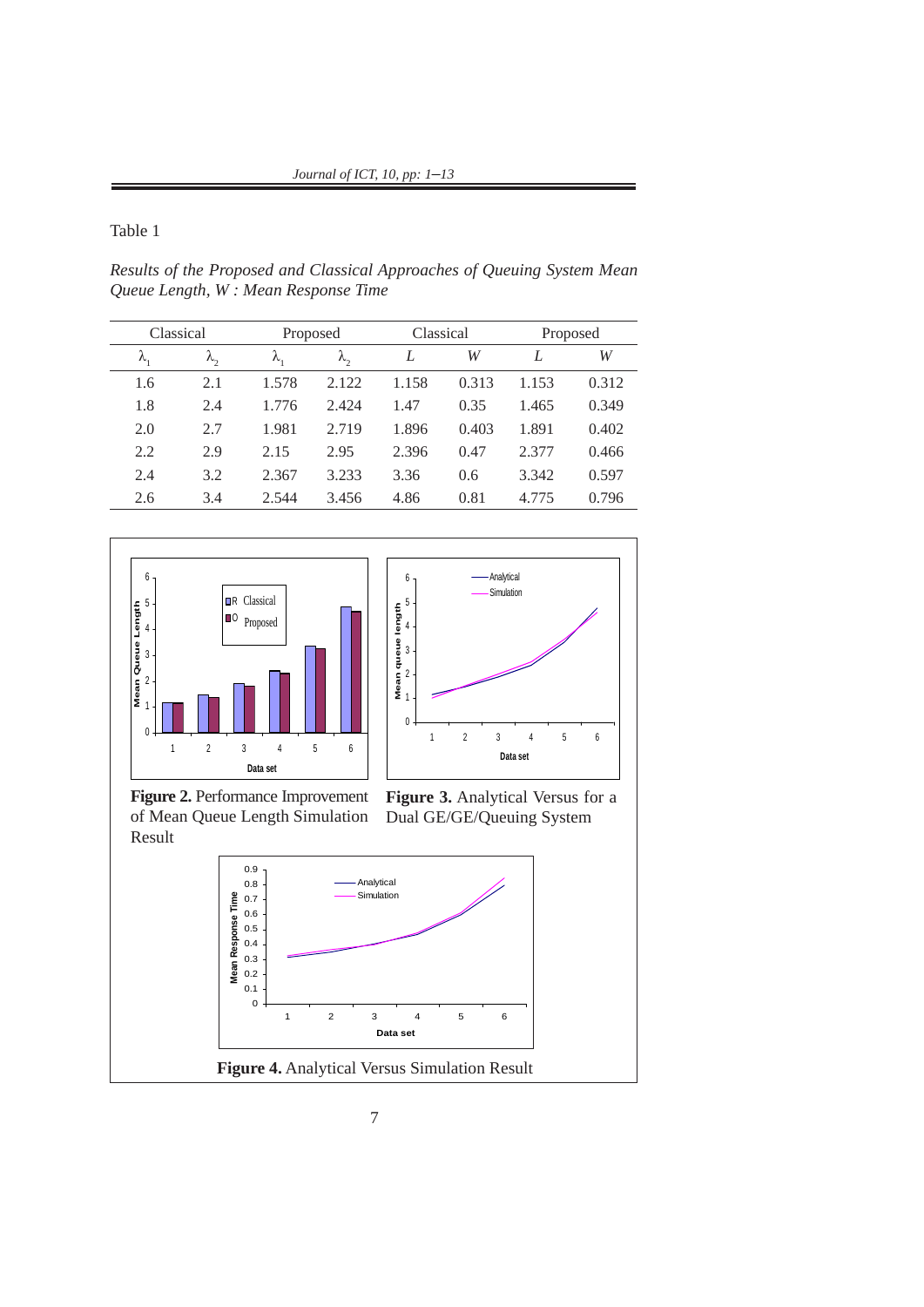Table 1

*Results of the Proposed and Classical Approaches of Queuing System Mean Queue Length, W : Mean Response Time*

| Classical | | Proposed | | Classical | | Proposed | |
|---|---|---|---|---|---|---|---|
| $\lambda_1$ | $\lambda_2$ | $\lambda_1$ | $\lambda_2$ | *L* | *W* | *L* | *W* |
| 1.6 | 2.1 | 1.578 | 2.122 | 1.158 | 0.313 | 1.153 | 0.312 |
| 1.8 | 2.4 | 1.776 | 2.424 | 1.47 | 0.35 | 1.465 | 0.349 |
| 2.0 | 2.7 | 1.981 | 2.719 | 1.896 | 0.403 | 1.891 | 0.402 |
| 2.2 | 2.9 | 2.15 | 2.95 | 2.396 | 0.47 | 2.377 | 0.466 |
| 2.4 | 3.2 | 2.367 | 3.233 | 3.36 | 0.6 | 3.342 | 0.597 |
| 2.6 | 3.4 | 2.544 | 3.456 | 4.86 | 0.81 | 4.775 | 0.796 |

**Figure 2.** Performance Improvement of Mean Queue Length Simulation Result

**Figure 3.** Analytical Versus for a Dual GE/GE/Queuing System

**Figure 4.** Analytical Versus Simulation Result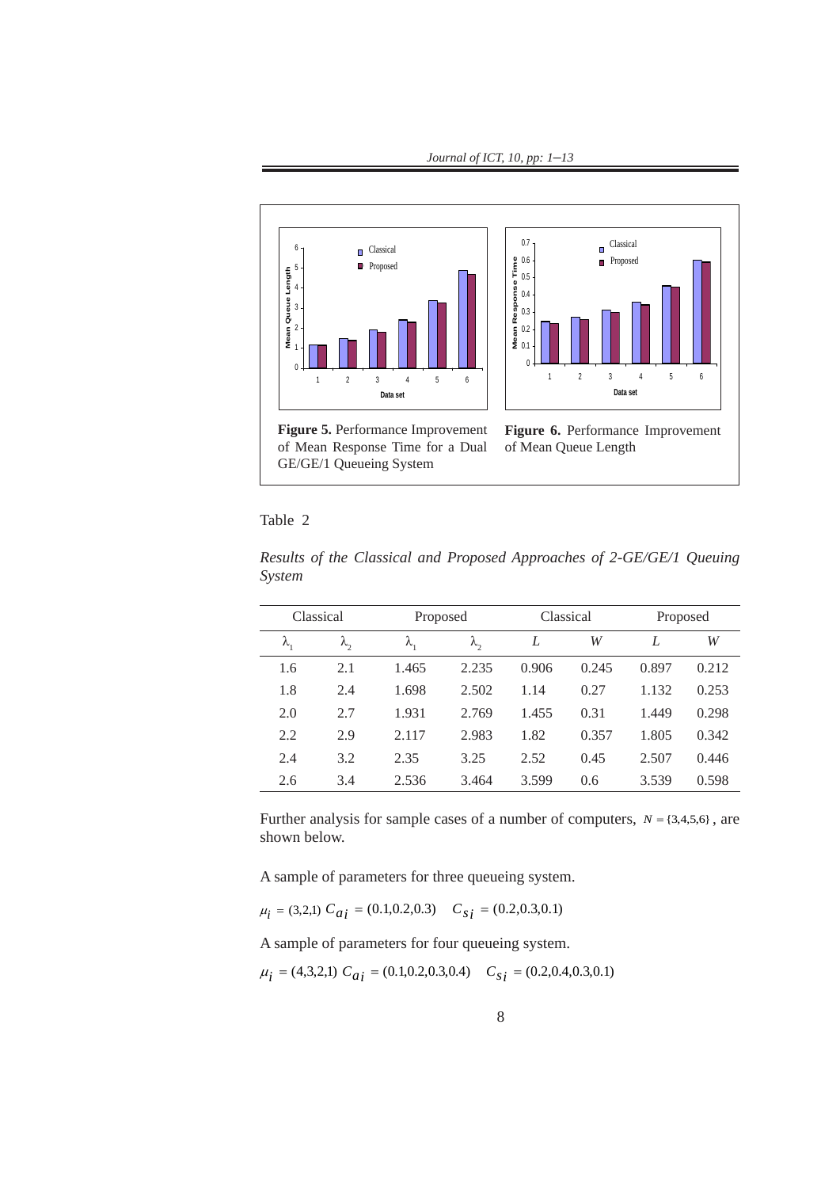**Figure 5.** Performance Improvement of Mean Response Time for a Dual GE/GE/1 Queueing System

**Figure 6.** Performance Improvement of Mean Queue Length

Table 2

*Results of the Classical and Proposed Approaches of 2-GE/GE/1 Queuing System*

| Classical | | Proposed | | Classical | | Proposed | |
|---|---|---|---|---|---|---|---|
| $\lambda_1$ | $\lambda_2$ | $\lambda_1$ | $\lambda_2$ | $L$ | $W$ | $L$ | $W$ |
| 1.6 | 2.1 | 1.465 | 2.235 | 0.906 | 0.245 | 0.897 | 0.212 |
| 1.8 | 2.4 | 1.698 | 2.502 | 1.14 | 0.27 | 1.132 | 0.253 |
| 2.0 | 2.7 | 1.931 | 2.769 | 1.455 | 0.31 | 1.449 | 0.298 |
| 2.2 | 2.9 | 2.117 | 2.983 | 1.82 | 0.357 | 1.805 | 0.342 |
| 2.4 | 3.2 | 2.35 | 3.25 | 2.52 | 0.45 | 2.507 | 0.446 |
| 2.6 | 3.4 | 2.536 | 3.464 | 3.599 | 0.6 | 3.539 | 0.598 |

Further analysis for sample cases of a number of computers, $N = \{3,4,5,6\}$, are shown below.

A sample of parameters for three queueing system.

$\mu_i = (3,2,1)$ $C_{ai} = (0.1,0.2,0.3)$ $\quad C_{si} = (0.2,0.3,0.1)$

A sample of parameters for four queueing system.

$\mu_i = (4,3,2,1)$ $C_{ai} = (0.1,0.2,0.3,0.4)$ $\quad C_{si} = (0.2,0.4,0.3,0.1)$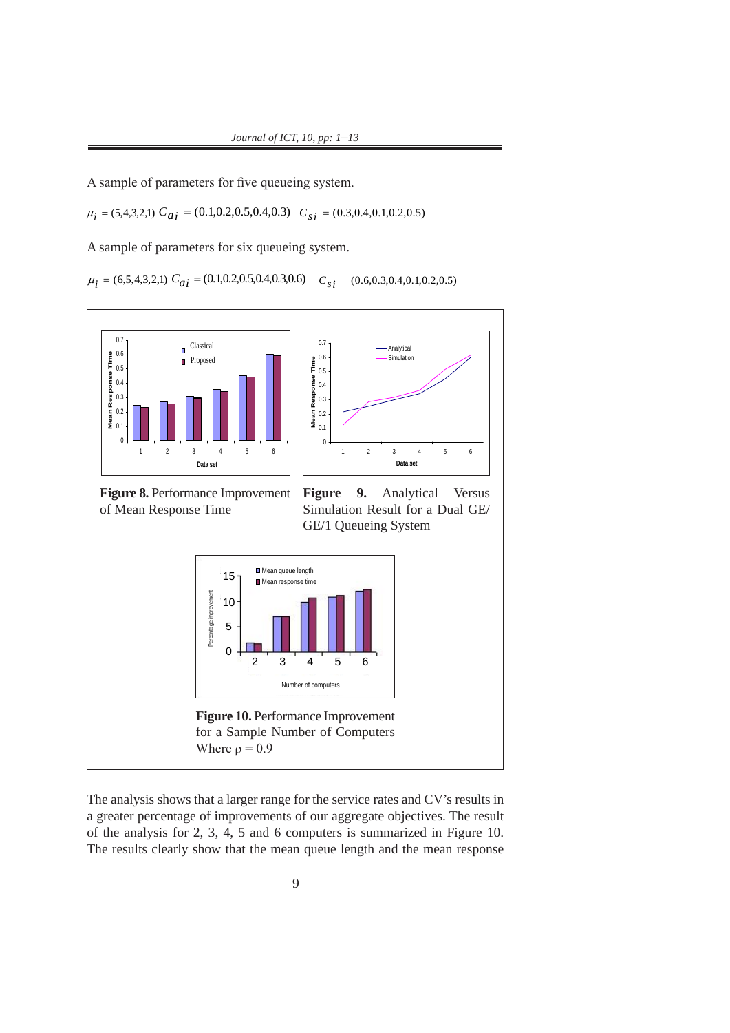A sample of parameters for five queueing system.

$\mu_i = (5,4,3,2,1)$ $C_{ai} = (0.1,0.2,0.5,0.4,0.3)$ $C_{si} = (0.3,0.4,0.1,0.2,0.5)$

A sample of parameters for six queueing system.

$\mu_i = (6,5,4,3,2,1)$ $C_{ai} = (0.1,0.2,0.5,0.4,0.3,0.6)$ $C_{si} = (0.6,0.3,0.4,0.1,0.2,0.5)$

**Figure 8.** Performance Improvement of Mean Response Time

**Figure 9.** Analytical Versus Simulation Result for a Dual GE/GE/1 Queueing System

**Figure 10.** Performance Improvement for a Sample Number of Computers Where ρ = 0.9

The analysis shows that a larger range for the service rates and CV's results in a greater percentage of improvements of our aggregate objectives. The result of the analysis for 2, 3, 4, 5 and 6 computers is summarized in Figure 10. The results clearly show that the mean queue length and the mean response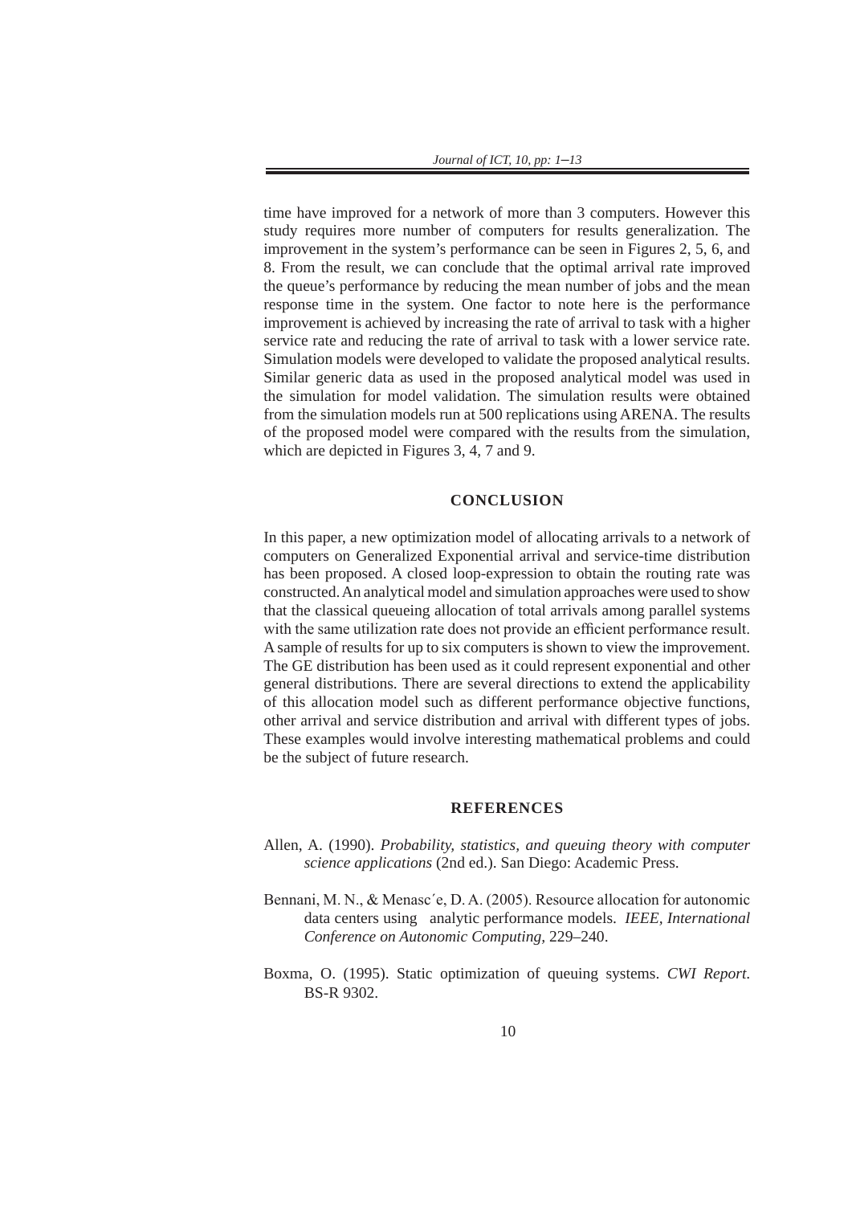time have improved for a network of more than 3 computers. However this study requires more number of computers for results generalization. The improvement in the system's performance can be seen in Figures 2, 5, 6, and 8. From the result, we can conclude that the optimal arrival rate improved the queue's performance by reducing the mean number of jobs and the mean response time in the system. One factor to note here is the performance improvement is achieved by increasing the rate of arrival to task with a higher service rate and reducing the rate of arrival to task with a lower service rate. Simulation models were developed to validate the proposed analytical results. Similar generic data as used in the proposed analytical model was used in the simulation for model validation. The simulation results were obtained from the simulation models run at 500 replications using ARENA. The results of the proposed model were compared with the results from the simulation, which are depicted in Figures 3, 4, 7 and 9.

## CONCLUSION

In this paper, a new optimization model of allocating arrivals to a network of computers on Generalized Exponential arrival and service-time distribution has been proposed. A closed loop-expression to obtain the routing rate was constructed. An analytical model and simulation approaches were used to show that the classical queueing allocation of total arrivals among parallel systems with the same utilization rate does not provide an efficient performance result. A sample of results for up to six computers is shown to view the improvement. The GE distribution has been used as it could represent exponential and other general distributions. There are several directions to extend the applicability of this allocation model such as different performance objective functions, other arrival and service distribution and arrival with different types of jobs. These examples would involve interesting mathematical problems and could be the subject of future research.

## REFERENCES

Allen, A. (1990). *Probability, statistics, and queuing theory with computer science applications* (2nd ed.). San Diego: Academic Press.

Bennani, M. N., & Menasc´e, D. A. (2005). Resource allocation for autonomic data centers using analytic performance models. *IEEE, International Conference on Autonomic Computing,* 229–240.

Boxma, O. (1995). Static optimization of queuing systems. *CWI Report*. BS-R 9302.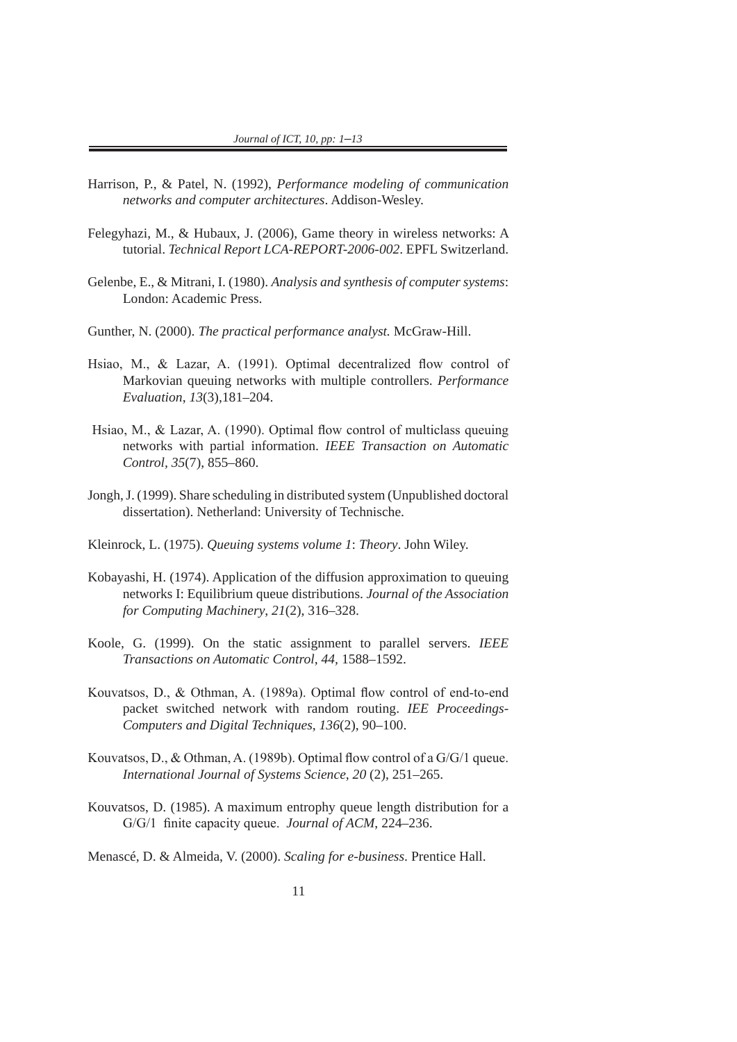Harrison, P., & Patel, N. (1992), *Performance modeling of communication networks and computer architectures*. Addison-Wesley.

Felegyhazi, M., & Hubaux, J. (2006), Game theory in wireless networks: A tutorial. *Technical Report LCA-REPORT-2006-002*. EPFL Switzerland.

Gelenbe, E., & Mitrani, I. (1980). *Analysis and synthesis of computer systems*: London: Academic Press.

Gunther, N. (2000). *The practical performance analyst.* McGraw-Hill.

Hsiao, M., & Lazar, A. (1991). Optimal decentralized flow control of Markovian queuing networks with multiple controllers. *Performance Evaluation*, *13*(3),181–204.

Hsiao, M., & Lazar, A. (1990). Optimal flow control of multiclass queuing networks with partial information. *IEEE Transaction on Automatic Control*, *35*(7), 855–860.

Jongh, J. (1999). Share scheduling in distributed system (Unpublished doctoral dissertation). Netherland: University of Technische.

Kleinrock, L. (1975). *Queuing systems volume 1*: *Theory*. John Wiley.

Kobayashi, H. (1974). Application of the diffusion approximation to queuing networks I: Equilibrium queue distributions. *Journal of the Association for Computing Machinery*, *21*(2), 316–328.

Koole, G. (1999). On the static assignment to parallel servers. *IEEE Transactions on Automatic Control*, *44*, 1588–1592.

Kouvatsos, D., & Othman, A. (1989a). Optimal flow control of end-to-end packet switched network with random routing. *IEE Proceedings-Computers and Digital Techniques*, *136*(2), 90–100.

Kouvatsos, D., & Othman, A. (1989b). Optimal flow control of a G/G/1 queue. *International Journal of Systems Science*, *20* (2), 251–265.

Kouvatsos, D. (1985). A maximum entrophy queue length distribution for a G/G/1 finite capacity queue. *Journal of ACM*, 224–236.

Menascé, D. & Almeida, V. (2000). *Scaling for e-business*. Prentice Hall.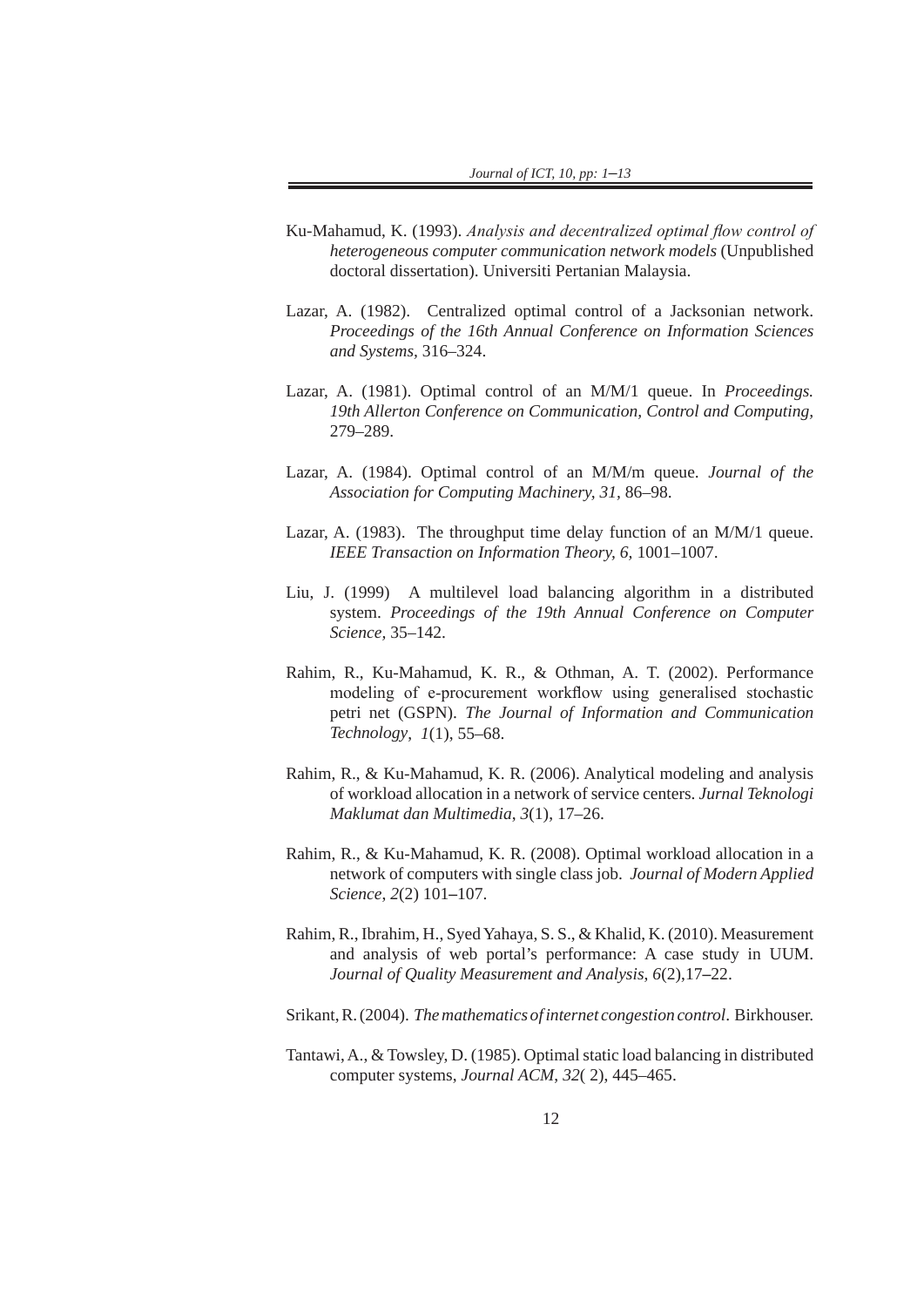Ku-Mahamud, K. (1993). *Analysis and decentralized optimal flow control of heterogeneous computer communication network models* (Unpublished doctoral dissertation). Universiti Pertanian Malaysia.

Lazar, A. (1982). Centralized optimal control of a Jacksonian network. *Proceedings of the 16th Annual Conference on Information Sciences and Systems,* 316–324.

Lazar, A. (1981). Optimal control of an M/M/1 queue. In *Proceedings. 19th Allerton Conference on Communication, Control and Computing,* 279–289.

Lazar, A. (1984). Optimal control of an M/M/m queue. *Journal of the Association for Computing Machinery, 31*, 86–98.

Lazar, A. (1983). The throughput time delay function of an M/M/1 queue. *IEEE Transaction on Information Theory, 6,* 1001–1007.

Liu, J. (1999) A multilevel load balancing algorithm in a distributed system. *Proceedings of the 19th Annual Conference on Computer Science,* 35–142.

Rahim, R., Ku-Mahamud, K. R., & Othman, A. T. (2002). Performance modeling of e-procurement workflow using generalised stochastic petri net (GSPN). *The Journal of Information and Communication Technology*, *1*(1), 55–68.

Rahim, R., & Ku-Mahamud, K. R. (2006). Analytical modeling and analysis of workload allocation in a network of service centers. *Jurnal Teknologi Maklumat dan Multimedia*, *3*(1), 17–26.

Rahim, R., & Ku-Mahamud, K. R. (2008). Optimal workload allocation in a network of computers with single class job. *Journal of Modern Applied Science*, *2*(2) 101–107.

Rahim, R., Ibrahim, H., Syed Yahaya, S. S., & Khalid, K. (2010). Measurement and analysis of web portal's performance: A case study in UUM. *Journal of Quality Measurement and Analysis*, *6*(2),17–22.

Srikant, R. (2004). *The mathematics of internet congestion control*. Birkhouser.

Tantawi, A., & Towsley, D. (1985). Optimal static load balancing in distributed computer systems, *Journal ACM*, *32*( 2), 445–465.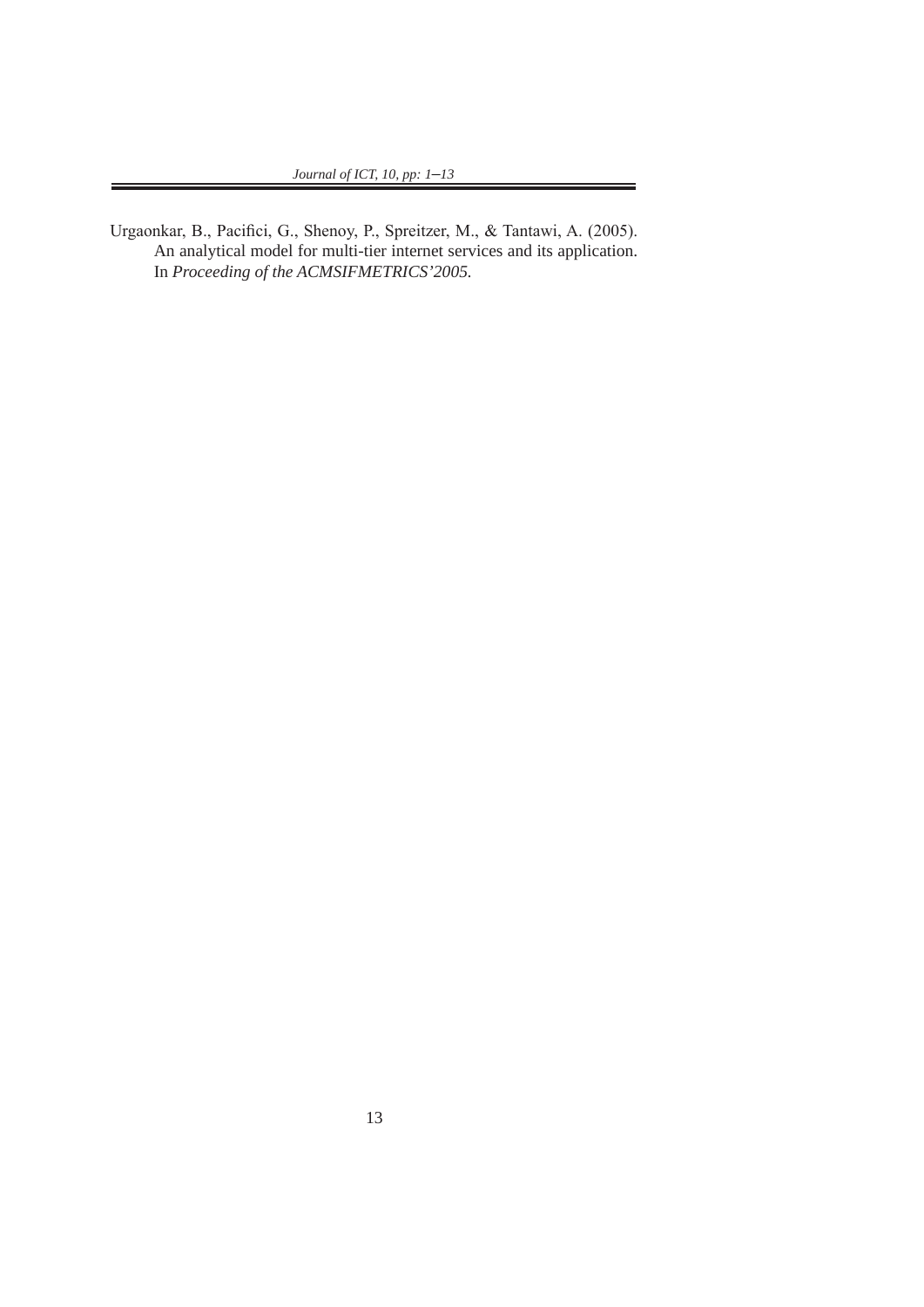Urgaonkar, B., Pacifici, G., Shenoy, P., Spreitzer, M., & Tantawi, A. (2005). An analytical model for multi-tier internet services and its application. In *Proceeding of the ACMSIFMETRICS'2005.*